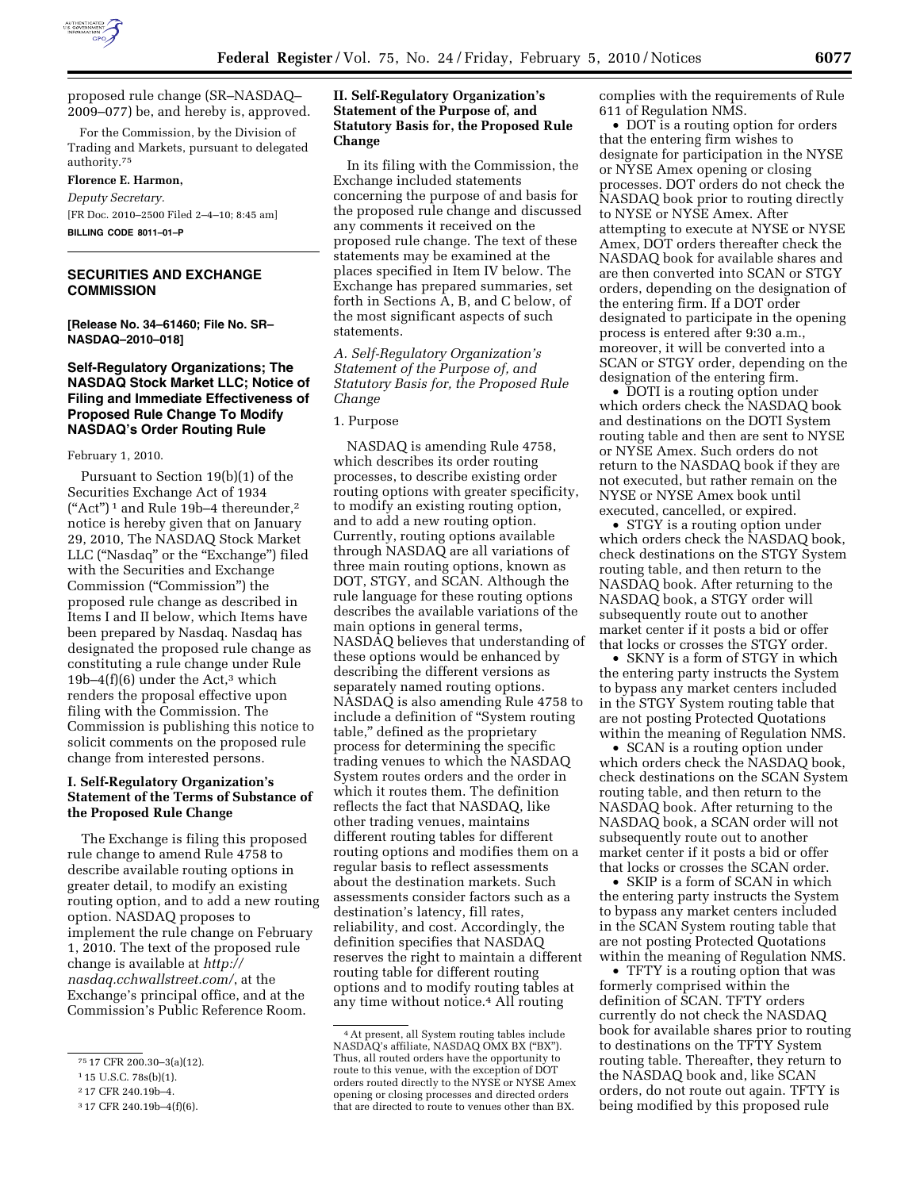proposed rule change (SR–NASDAQ–2009–077) be, and hereby is, approved.

For the Commission, by the Division of Trading and Markets, pursuant to delegated authority.[75]

**Florence E. Harmon,**

*Deputy Secretary.*

[FR Doc. 2010–2500 Filed 2–4–10; 8:45 am]

**BILLING CODE 8011–01–P**

## SECURITIES AND EXCHANGE COMMISSION

**[Release No. 34–61460; File No. SR–NASDAQ–2010–018]**

## Self-Regulatory Organizations; The NASDAQ Stock Market LLC; Notice of Filing and Immediate Effectiveness of Proposed Rule Change To Modify NASDAQ's Order Routing Rule

February 1, 2010.

Pursuant to Section 19(b)(1) of the Securities Exchange Act of 1934 ("Act")[1] and Rule 19b–4 thereunder,[2] notice is hereby given that on January 29, 2010, The NASDAQ Stock Market LLC ("Nasdaq" or the "Exchange") filed with the Securities and Exchange Commission ("Commission") the proposed rule change as described in Items I and II below, which Items have been prepared by Nasdaq. Nasdaq has designated the proposed rule change as constituting a rule change under Rule 19b–4(f)(6) under the Act,[3] which renders the proposal effective upon filing with the Commission. The Commission is publishing this notice to solicit comments on the proposed rule change from interested persons.

### I. Self-Regulatory Organization's Statement of the Terms of Substance of the Proposed Rule Change

The Exchange is filing this proposed rule change to amend Rule 4758 to describe available routing options in greater detail, to modify an existing routing option, and to add a new routing option. NASDAQ proposes to implement the rule change on February 1, 2010. The text of the proposed rule change is available at *http://nasdaq.cchwallstreet.com/*, at the Exchange's principal office, and at the Commission's Public Reference Room.

### II. Self-Regulatory Organization's Statement of the Purpose of, and Statutory Basis for, the Proposed Rule Change

In its filing with the Commission, the Exchange included statements concerning the purpose of and basis for the proposed rule change and discussed any comments it received on the proposed rule change. The text of these statements may be examined at the places specified in Item IV below. The Exchange has prepared summaries, set forth in Sections A, B, and C below, of the most significant aspects of such statements.

#### *A. Self-Regulatory Organization's Statement of the Purpose of, and Statutory Basis for, the Proposed Rule Change*

##### 1. Purpose

NASDAQ is amending Rule 4758, which describes its order routing processes, to describe existing order routing options with greater specificity, to modify an existing routing option, and to add a new routing option. Currently, routing options available through NASDAQ are all variations of three main routing options, known as DOT, STGY, and SCAN. Although the rule language for these routing options describes the available variations of the main options in general terms, NASDAQ believes that understanding of these options would be enhanced by describing the different versions as separately named routing options. NASDAQ is also amending Rule 4758 to include a definition of "System routing table," defined as the proprietary process for determining the specific trading venues to which the NASDAQ System routes orders and the order in which it routes them. The definition reflects the fact that NASDAQ, like other trading venues, maintains different routing tables for different routing options and modifies them on a regular basis to reflect assessments about the destination markets. Such assessments consider factors such as a destination's latency, fill rates, reliability, and cost. Accordingly, the definition specifies that NASDAQ reserves the right to maintain a different routing table for different routing options and to modify routing tables at any time without notice.[4] All routing complies with the requirements of Rule 611 of Regulation NMS.

- DOT is a routing option for orders that the entering firm wishes to designate for participation in the NYSE or NYSE Amex opening or closing processes. DOT orders do not check the NASDAQ book prior to routing directly to NYSE or NYSE Amex. After attempting to execute at NYSE or NYSE Amex, DOT orders thereafter check the NASDAQ book for available shares and are then converted into SCAN or STGY orders, depending on the designation of the entering firm. If a DOT order designated to participate in the opening process is entered after 9:30 a.m., moreover, it will be converted into a SCAN or STGY order, depending on the designation of the entering firm.
- DOTI is a routing option under which orders check the NASDAQ book and destinations on the DOTI System routing table and then are sent to NYSE or NYSE Amex. Such orders do not return to the NASDAQ book if they are not executed, but rather remain on the NYSE or NYSE Amex book until executed, cancelled, or expired.
- STGY is a routing option under which orders check the NASDAQ book, check destinations on the STGY System routing table, and then return to the NASDAQ book. After returning to the NASDAQ book, a STGY order will subsequently route out to another market center if it posts a bid or offer that locks or crosses the STGY order.
- SKNY is a form of STGY in which the entering party instructs the System to bypass any market centers included in the STGY System routing table that are not posting Protected Quotations within the meaning of Regulation NMS.
- SCAN is a routing option under which orders check the NASDAQ book, check destinations on the SCAN System routing table, and then return to the NASDAQ book. After returning to the NASDAQ book, a SCAN order will not subsequently route out to another market center if it posts a bid or offer that locks or crosses the SCAN order.
- SKIP is a form of SCAN in which the entering party instructs the System to bypass any market centers included in the SCAN System routing table that are not posting Protected Quotations within the meaning of Regulation NMS.
- TFTY is a routing option that was formerly comprised within the definition of SCAN. TFTY orders currently do not check the NASDAQ book for available shares prior to routing to destinations on the TFTY System routing table. Thereafter, they return to the NASDAQ book and, like SCAN orders, do not route out again. TFTY is being modified by this proposed rule

---

[75] 17 CFR 200.30–3(a)(12).

[1] 15 U.S.C. 78s(b)(1).

[2] 17 CFR 240.19b–4.

[3] 17 CFR 240.19b–4(f)(6).

[4] At present, all System routing tables include NASDAQ's affiliate, NASDAQ OMX BX ("BX"). Thus, all routed orders have the opportunity to route to this venue, with the exception of DOT orders routed directly to the NYSE or NYSE Amex opening or closing processes and directed orders that are directed to route to venues other than BX.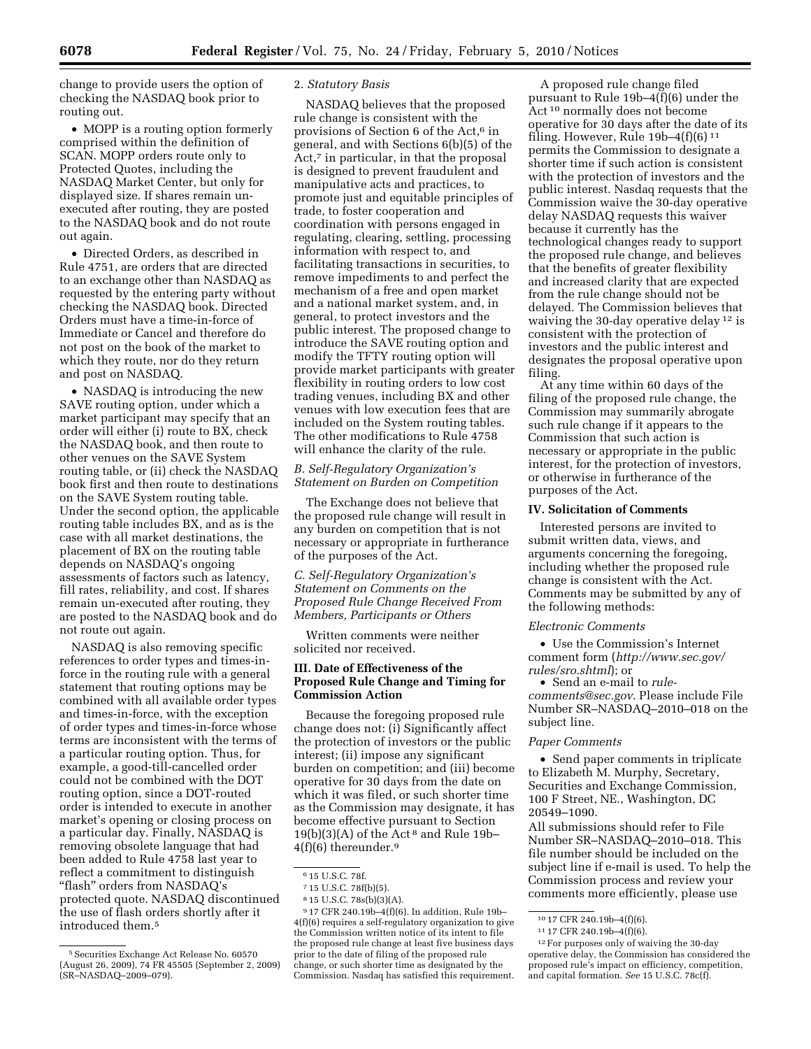change to provide users the option of checking the NASDAQ book prior to routing out.

- MOPP is a routing option formerly comprised within the definition of SCAN. MOPP orders route only to Protected Quotes, including the NASDAQ Market Center, but only for displayed size. If shares remain un-executed after routing, they are posted to the NASDAQ book and do not route out again.
- Directed Orders, as described in Rule 4751, are orders that are directed to an exchange other than NASDAQ as requested by the entering party without checking the NASDAQ book. Directed Orders must have a time-in-force of Immediate or Cancel and therefore do not post on the book of the market to which they route, nor do they return and post on NASDAQ.
- NASDAQ is introducing the new SAVE routing option, under which a market participant may specify that an order will either (i) route to BX, check the NASDAQ book, and then route to other venues on the SAVE System routing table, or (ii) check the NASDAQ book first and then route to destinations on the SAVE System routing table. Under the second option, the applicable routing table includes BX, and as is the case with all market destinations, the placement of BX on the routing table depends on NASDAQ's ongoing assessments of factors such as latency, fill rates, reliability, and cost. If shares remain un-executed after routing, they are posted to the NASDAQ book and do not route out again.

NASDAQ is also removing specific references to order types and times-in-force in the routing rule with a general statement that routing options may be combined with all available order types and times-in-force, with the exception of order types and times-in-force whose terms are inconsistent with the terms of a particular routing option. Thus, for example, a good-till-cancelled order could not be combined with the DOT routing option, since a DOT-routed order is intended to execute in another market's opening or closing process on a particular day. Finally, NASDAQ is removing obsolete language that had been added to Rule 4758 last year to reflect a commitment to distinguish "flash" orders from NASDAQ's protected quote. NASDAQ discontinued the use of flash orders shortly after it introduced them.[5]

2. *Statutory Basis*

NASDAQ believes that the proposed rule change is consistent with the provisions of Section 6 of the Act,[6] in general, and with Sections 6(b)(5) of the Act,[7] in particular, in that the proposal is designed to prevent fraudulent and manipulative acts and practices, to promote just and equitable principles of trade, to foster cooperation and coordination with persons engaged in regulating, clearing, settling, processing information with respect to, and facilitating transactions in securities, to remove impediments to and perfect the mechanism of a free and open market and a national market system, and, in general, to protect investors and the public interest. The proposed change to introduce the SAVE routing option and modify the TFTY routing option will provide market participants with greater flexibility in routing orders to low cost trading venues, including BX and other venues with low execution fees that are included on the System routing tables. The other modifications to Rule 4758 will enhance the clarity of the rule.

### *B. Self-Regulatory Organization's Statement on Burden on Competition*

The Exchange does not believe that the proposed rule change will result in any burden on competition that is not necessary or appropriate in furtherance of the purposes of the Act.

### *C. Self-Regulatory Organization's Statement on Comments on the Proposed Rule Change Received From Members, Participants or Others*

Written comments were neither solicited nor received.

## III. Date of Effectiveness of the Proposed Rule Change and Timing for Commission Action

Because the foregoing proposed rule change does not: (i) Significantly affect the protection of investors or the public interest; (ii) impose any significant burden on competition; and (iii) become operative for 30 days from the date on which it was filed, or such shorter time as the Commission may designate, it has become effective pursuant to Section 19(b)(3)(A) of the Act[8] and Rule 19b–4(f)(6) thereunder.[9]

A proposed rule change filed pursuant to Rule 19b–4(f)(6) under the Act[10] normally does not become operative for 30 days after the date of its filing. However, Rule 19b–4(f)(6)[11] permits the Commission to designate a shorter time if such action is consistent with the protection of investors and the public interest. Nasdaq requests that the Commission waive the 30-day operative delay NASDAQ requests this waiver because it currently has the technological changes ready to support the proposed rule change, and believes that the benefits of greater flexibility and increased clarity that are expected from the rule change should not be delayed. The Commission believes that waiving the 30-day operative delay[12] is consistent with the protection of investors and the public interest and designates the proposal operative upon filing.

At any time within 60 days of the filing of the proposed rule change, the Commission may summarily abrogate such rule change if it appears to the Commission that such action is necessary or appropriate in the public interest, for the protection of investors, or otherwise in furtherance of the purposes of the Act.

## IV. Solicitation of Comments

Interested persons are invited to submit written data, views, and arguments concerning the foregoing, including whether the proposed rule change is consistent with the Act. Comments may be submitted by any of the following methods:

*Electronic Comments*

- Use the Commission's Internet comment form (*http://www.sec.gov/rules/sro.shtml*); or
- Send an e-mail to *rule-comments@sec.gov*. Please include File Number SR–NASDAQ–2010–018 on the subject line.

*Paper Comments*

- Send paper comments in triplicate to Elizabeth M. Murphy, Secretary, Securities and Exchange Commission, 100 F Street, NE., Washington, DC 20549–1090.

All submissions should refer to File Number SR–NASDAQ–2010–018. This file number should be included on the subject line if e-mail is used. To help the Commission process and review your comments more efficiently, please use

---

[5] Securities Exchange Act Release No. 60570 (August 26, 2009), 74 FR 45505 (September 2, 2009) (SR–NASDAQ–2009–079).

[6] 15 U.S.C. 78f.

[7] 15 U.S.C. 78f(b)(5).

[8] 15 U.S.C. 78s(b)(3)(A).

[9] 17 CFR 240.19b–4(f)(6). In addition, Rule 19b–4(f)(6) requires a self-regulatory organization to give the Commission written notice of its intent to file the proposed rule change at least five business days prior to the date of filing of the proposed rule change, or such shorter time as designated by the Commission. Nasdaq has satisfied this requirement.

[10] 17 CFR 240.19b–4(f)(6).

[11] 17 CFR 240.19b–4(f)(6).

[12] For purposes only of waiving the 30-day operative delay, the Commission has considered the proposed rule's impact on efficiency, competition, and capital formation. *See* 15 U.S.C. 78c(f).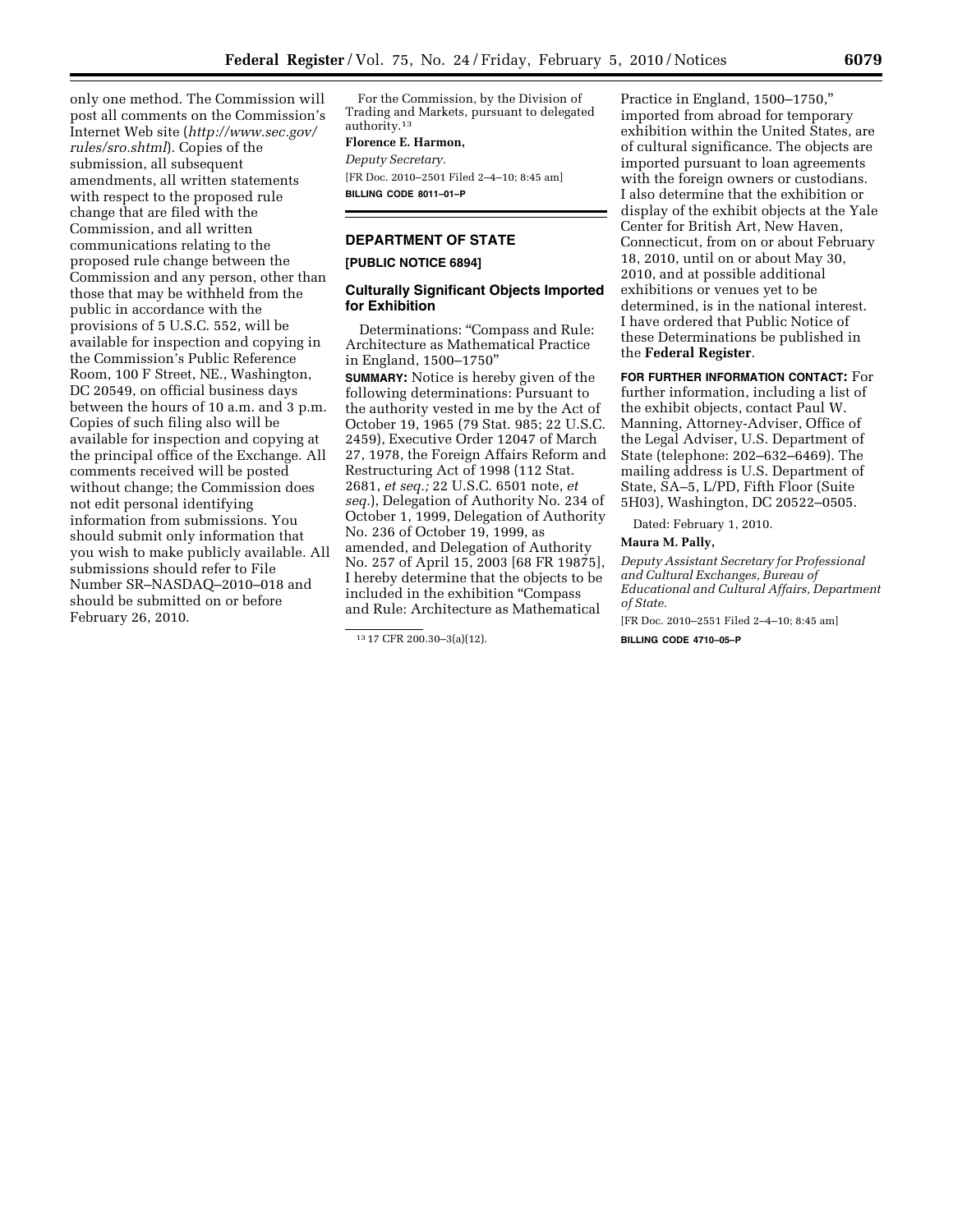only one method. The Commission will post all comments on the Commission's Internet Web site (*http://www.sec.gov/rules/sro.shtml*). Copies of the submission, all subsequent amendments, all written statements with respect to the proposed rule change that are filed with the Commission, and all written communications relating to the proposed rule change between the Commission and any person, other than those that may be withheld from the public in accordance with the provisions of 5 U.S.C. 552, will be available for inspection and copying in the Commission's Public Reference Room, 100 F Street, NE., Washington, DC 20549, on official business days between the hours of 10 a.m. and 3 p.m. Copies of such filing also will be available for inspection and copying at the principal office of the Exchange. All comments received will be posted without change; the Commission does not edit personal identifying information from submissions. You should submit only information that you wish to make publicly available. All submissions should refer to File Number SR–NASDAQ–2010–018 and should be submitted on or before February 26, 2010.

For the Commission, by the Division of Trading and Markets, pursuant to delegated authority.[13]

**Florence E. Harmon,**

*Deputy Secretary.*

[FR Doc. 2010–2501 Filed 2–4–10; 8:45 am]

**BILLING CODE 8011–01–P**

[13] 17 CFR 200.30–3(a)(12).

## DEPARTMENT OF STATE

**[PUBLIC NOTICE 6894]**

### Culturally Significant Objects Imported for Exhibition

Determinations: "Compass and Rule: Architecture as Mathematical Practice in England, 1500–1750"

**SUMMARY:** Notice is hereby given of the following determinations: Pursuant to the authority vested in me by the Act of October 19, 1965 (79 Stat. 985; 22 U.S.C. 2459), Executive Order 12047 of March 27, 1978, the Foreign Affairs Reform and Restructuring Act of 1998 (112 Stat. 2681, *et seq.;* 22 U.S.C. 6501 note, *et seq.*), Delegation of Authority No. 234 of October 1, 1999, Delegation of Authority No. 236 of October 19, 1999, as amended, and Delegation of Authority No. 257 of April 15, 2003 [68 FR 19875], I hereby determine that the objects to be included in the exhibition "Compass and Rule: Architecture as Mathematical Practice in England, 1500–1750," imported from abroad for temporary exhibition within the United States, are of cultural significance. The objects are imported pursuant to loan agreements with the foreign owners or custodians. I also determine that the exhibition or display of the exhibit objects at the Yale Center for British Art, New Haven, Connecticut, from on or about February 18, 2010, until on or about May 30, 2010, and at possible additional exhibitions or venues yet to be determined, is in the national interest. I have ordered that Public Notice of these Determinations be published in the **Federal Register**.

**FOR FURTHER INFORMATION CONTACT:** For further information, including a list of the exhibit objects, contact Paul W. Manning, Attorney-Adviser, Office of the Legal Adviser, U.S. Department of State (telephone: 202–632–6469). The mailing address is U.S. Department of State, SA–5, L/PD, Fifth Floor (Suite 5H03), Washington, DC 20522–0505.

Dated: February 1, 2010.

**Maura M. Pally,**

*Deputy Assistant Secretary for Professional and Cultural Exchanges, Bureau of Educational and Cultural Affairs, Department of State.*

[FR Doc. 2010–2551 Filed 2–4–10; 8:45 am]

**BILLING CODE 4710–05–P**